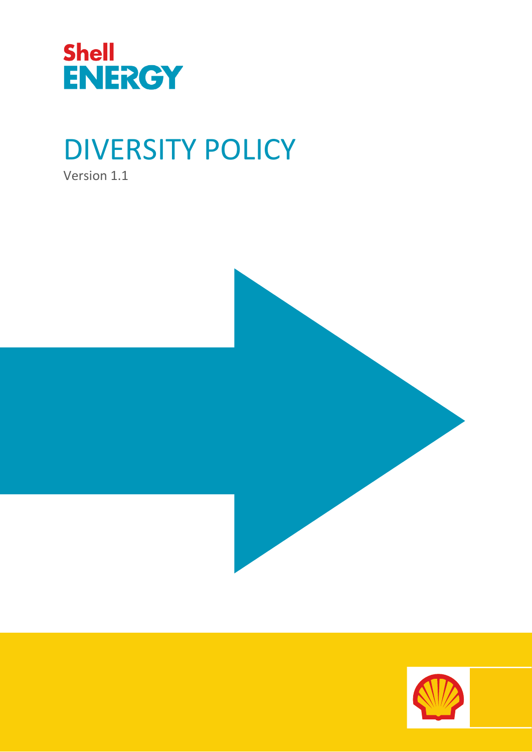Shell ENERGY

# DIVERSITY POLICY

Version 1.1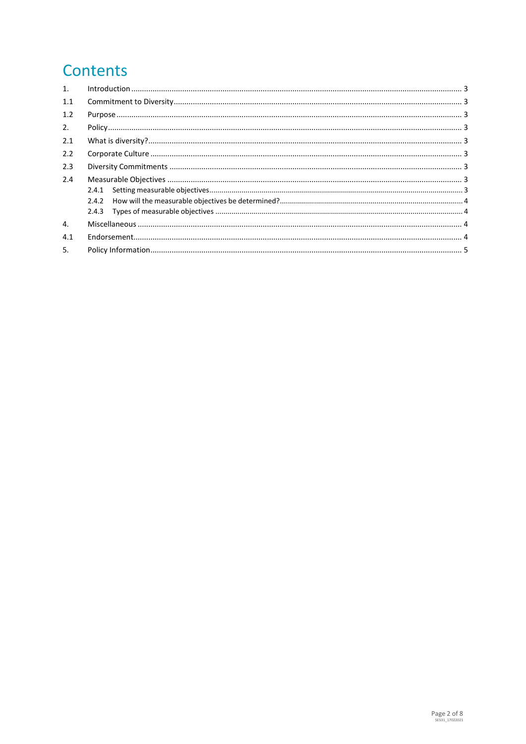# Contents

| | | |
|---|---|---|
| 1. | Introduction | 3 |
| 1.1 | Commitment to Diversity | 3 |
| 1.2 | Purpose | 3 |
| 2. | Policy | 3 |
| 2.1 | What is diversity? | 3 |
| 2.2 | Corporate Culture | 3 |
| 2.3 | Diversity Commitments | 3 |
| 2.4 | Measurable Objectives | 3 |
| 2.4.1 | Setting measurable objectives | 3 |
| 2.4.2 | How will the measurable objectives be determined? | 4 |
| 2.4.3 | Types of measurable objectives | 4 |
| 4. | Miscellaneous | 4 |
| 4.1 | Endorsement | 4 |
| 5. | Policy Information | 5 |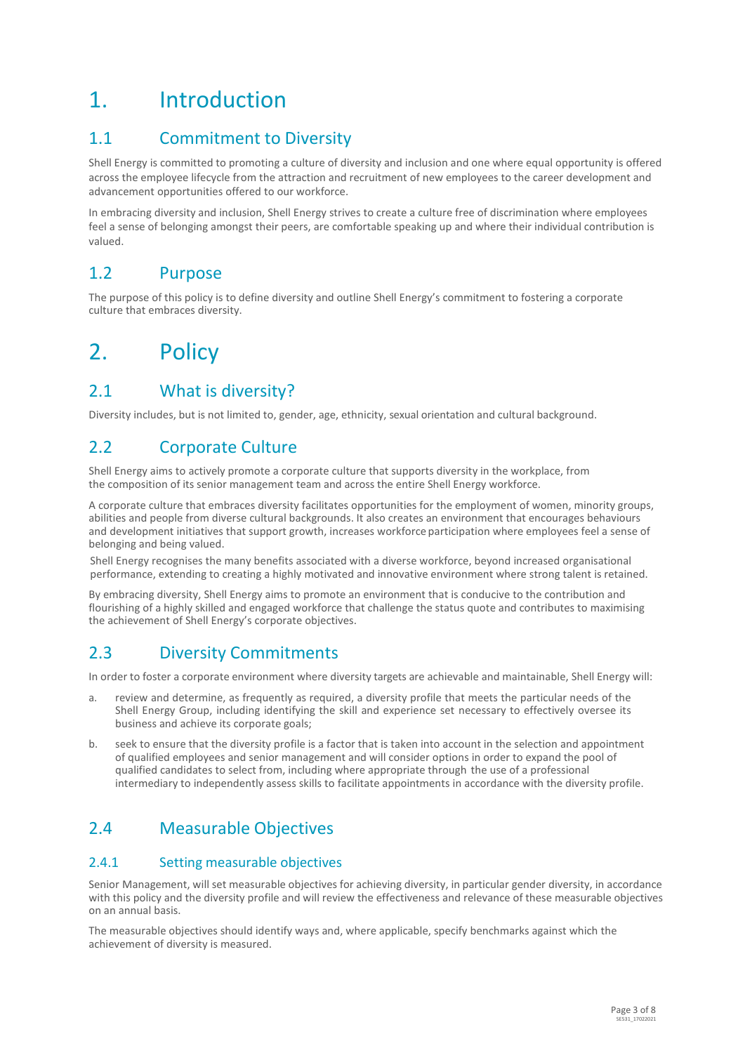# 1. Introduction

## 1.1 Commitment to Diversity

Shell Energy is committed to promoting a culture of diversity and inclusion and one where equal opportunity is offered across the employee lifecycle from the attraction and recruitment of new employees to the career development and advancement opportunities offered to our workforce.

In embracing diversity and inclusion, Shell Energy strives to create a culture free of discrimination where employees feel a sense of belonging amongst their peers, are comfortable speaking up and where their individual contribution is valued.

## 1.2 Purpose

The purpose of this policy is to define diversity and outline Shell Energy's commitment to fostering a corporate culture that embraces diversity.

# 2. Policy

## 2.1 What is diversity?

Diversity includes, but is not limited to, gender, age, ethnicity, sexual orientation and cultural background.

## 2.2 Corporate Culture

Shell Energy aims to actively promote a corporate culture that supports diversity in the workplace, from the composition of its senior management team and across the entire Shell Energy workforce.

A corporate culture that embraces diversity facilitates opportunities for the employment of women, minority groups, abilities and people from diverse cultural backgrounds. It also creates an environment that encourages behaviours and development initiatives that support growth, increases workforce participation where employees feel a sense of belonging and being valued.

Shell Energy recognises the many benefits associated with a diverse workforce, beyond increased organisational performance, extending to creating a highly motivated and innovative environment where strong talent is retained.

By embracing diversity, Shell Energy aims to promote an environment that is conducive to the contribution and flourishing of a highly skilled and engaged workforce that challenge the status quo and contributes to maximising the achievement of Shell Energy's corporate objectives.

## 2.3 Diversity Commitments

In order to foster a corporate environment where diversity targets are achievable and maintainable, Shell Energy will:

a. review and determine, as frequently as required, a diversity profile that meets the particular needs of the Shell Energy Group, including identifying the skill and experience set necessary to effectively oversee its business and achieve its corporate goals;

b. seek to ensure that the diversity profile is a factor that is taken into account in the selection and appointment of qualified employees and senior management and will consider options in order to expand the pool of qualified candidates to select from, including where appropriate through the use of a professional intermediary to independently assess skills to facilitate appointments in accordance with the diversity profile.

## 2.4 Measurable Objectives

### 2.4.1 Setting measurable objectives

Senior Management, will set measurable objectives for achieving diversity, in particular gender diversity, in accordance with this policy and the diversity profile and will review the effectiveness and relevance of these measurable objectives on an annual basis.

The measurable objectives should identify ways and, where applicable, specify benchmarks against which the achievement of diversity is measured.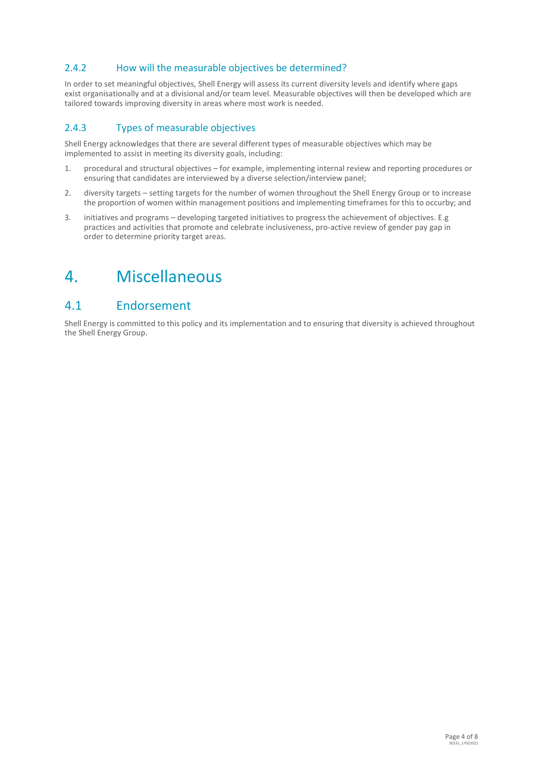### 2.4.2 How will the measurable objectives be determined?

In order to set meaningful objectives, Shell Energy will assess its current diversity levels and identify where gaps exist organisationally and at a divisional and/or team level. Measurable objectives will then be developed which are tailored towards improving diversity in areas where most work is needed.

### 2.4.3 Types of measurable objectives

Shell Energy acknowledges that there are several different types of measurable objectives which may be implemented to assist in meeting its diversity goals, including:

1. procedural and structural objectives – for example, implementing internal review and reporting procedures or ensuring that candidates are interviewed by a diverse selection/interview panel;
2. diversity targets – setting targets for the number of women throughout the Shell Energy Group or to increase the proportion of women within management positions and implementing timeframes for this to occurby; and
3. initiatives and programs – developing targeted initiatives to progress the achievement of objectives. E.g practices and activities that promote and celebrate inclusiveness, pro-active review of gender pay gap in order to determine priority target areas.

# 4. Miscellaneous

## 4.1 Endorsement

Shell Energy is committed to this policy and its implementation and to ensuring that diversity is achieved throughout the Shell Energy Group.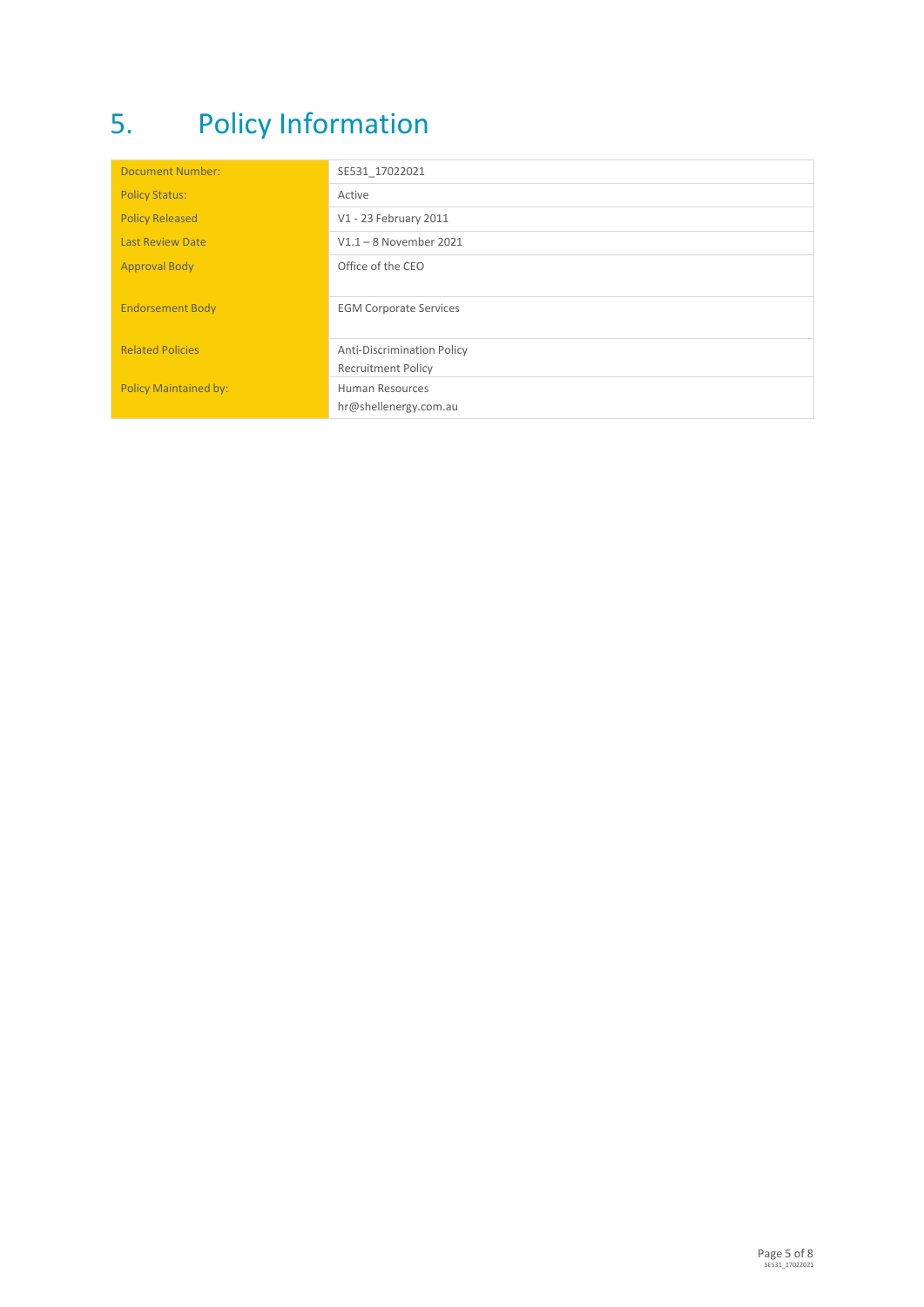# 5. Policy Information

| Document Number: | SE531_17022021 |
| --- | --- |
| Policy Status: | Active |
| Policy Released | V1 - 23 February 2011 |
| Last Review Date | V1.1 – 8 November 2021 |
| Approval Body | Office of the CEO |
| Endorsement Body | EGM Corporate Services |
| Related Policies | Anti-Discrimination Policy<br>Recruitment Policy |
| Policy Maintained by: | Human Resources<br>hr@shellenergy.com.au |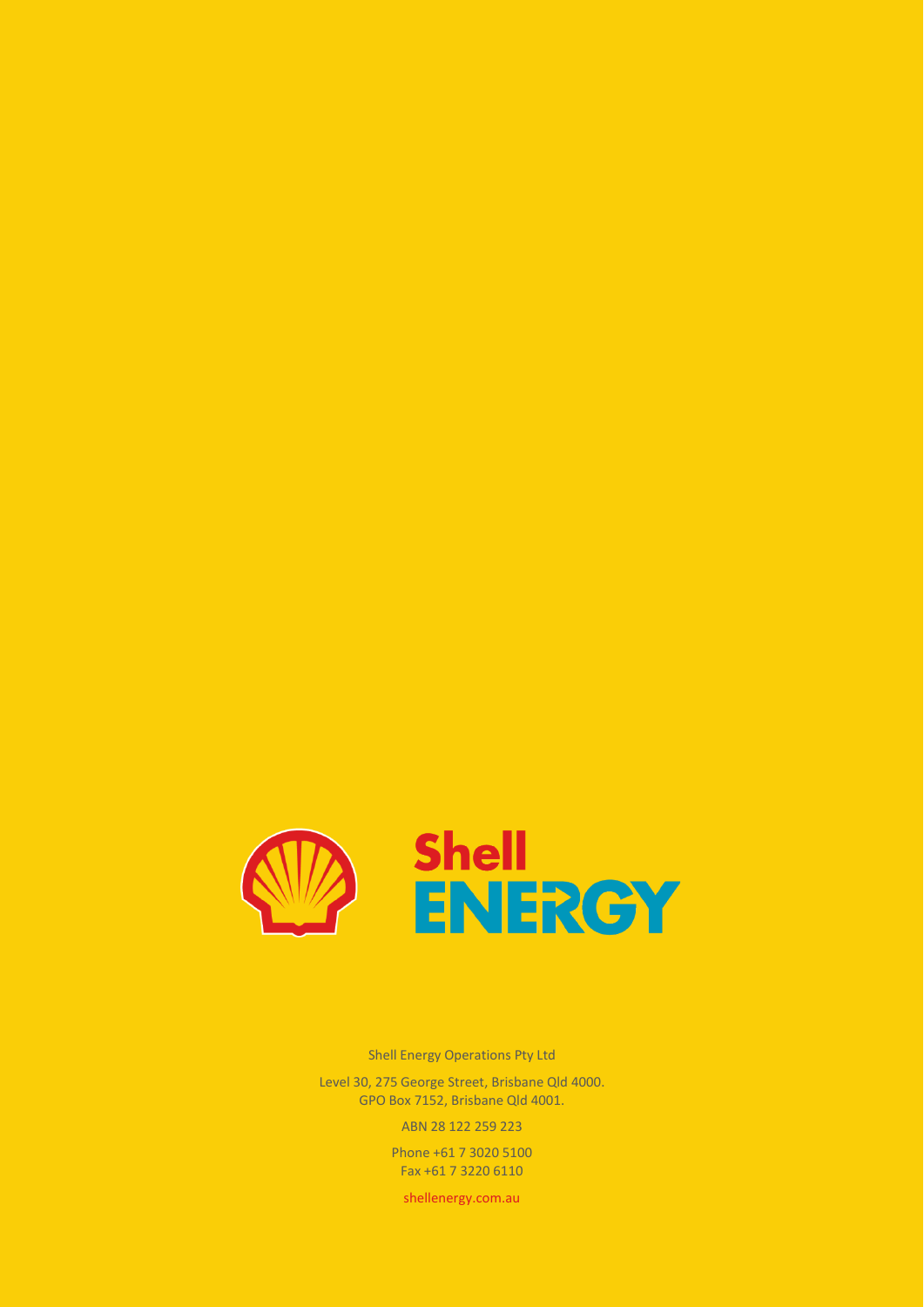Shell ENERGY

Shell Energy Operations Pty Ltd

Level 30, 275 George Street, Brisbane Qld 4000.
GPO Box 7152, Brisbane Qld 4001.

ABN 28 122 259 223

Phone +61 7 3020 5100
Fax +61 7 3220 6110

shellenergy.com.au